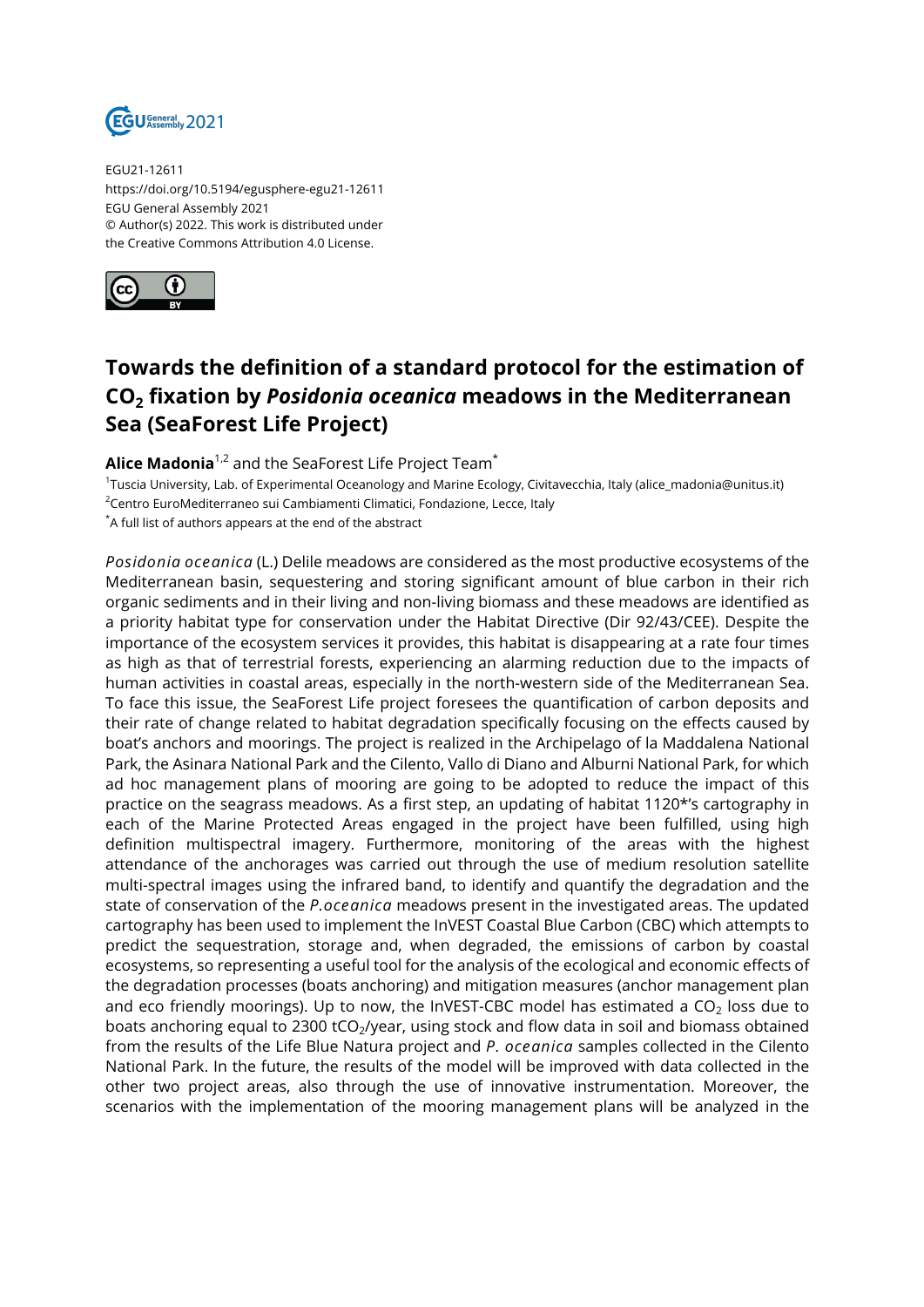EGU21-12611
https://doi.org/10.5194/egusphere-egu21-12611
EGU General Assembly 2021
© Author(s) 2022. This work is distributed under
the Creative Commons Attribution 4.0 License.

# Towards the definition of a standard protocol for the estimation of $CO_2$ fixation by *Posidonia oceanica* meadows in the Mediterranean Sea (SeaForest Life Project)

**Alice Madonia**[1,2] and the SeaForest Life Project Team[*]

[1]Tuscia University, Lab. of Experimental Oceanology and Marine Ecology, Civitavecchia, Italy (alice_madonia@unitus.it)
[2]Centro EuroMediterraneo sui Cambiamenti Climatici, Fondazione, Lecce, Italy
[*]A full list of authors appears at the end of the abstract

*Posidonia oceanica* (L.) Delile meadows are considered as the most productive ecosystems of the Mediterranean basin, sequestering and storing significant amount of blue carbon in their rich organic sediments and in their living and non-living biomass and these meadows are identified as a priority habitat type for conservation under the Habitat Directive (Dir 92/43/CEE). Despite the importance of the ecosystem services it provides, this habitat is disappearing at a rate four times as high as that of terrestrial forests, experiencing an alarming reduction due to the impacts of human activities in coastal areas, especially in the north-western side of the Mediterranean Sea. To face this issue, the SeaForest Life project foresees the quantification of carbon deposits and their rate of change related to habitat degradation specifically focusing on the effects caused by boat's anchors and moorings. The project is realized in the Archipelago of la Maddalena National Park, the Asinara National Park and the Cilento, Vallo di Diano and Alburni National Park, for which ad hoc management plans of mooring are going to be adopted to reduce the impact of this practice on the seagrass meadows. As a first step, an updating of habitat 1120*'s cartography in each of the Marine Protected Areas engaged in the project have been fulfilled, using high definition multispectral imagery. Furthermore, monitoring of the areas with the highest attendance of the anchorages was carried out through the use of medium resolution satellite multi-spectral images using the infrared band, to identify and quantify the degradation and the state of conservation of the *P.oceanica* meadows present in the investigated areas. The updated cartography has been used to implement the InVEST Coastal Blue Carbon (CBC) which attempts to predict the sequestration, storage and, when degraded, the emissions of carbon by coastal ecosystems, so representing a useful tool for the analysis of the ecological and economic effects of the degradation processes (boats anchoring) and mitigation measures (anchor management plan and eco friendly moorings). Up to now, the InVEST-CBC model has estimated a $CO_2$ loss due to boats anchoring equal to 2300 $tCO_2$/year, using stock and flow data in soil and biomass obtained from the results of the Life Blue Natura project and *P. oceanica* samples collected in the Cilento National Park. In the future, the results of the model will be improved with data collected in the other two project areas, also through the use of innovative instrumentation. Moreover, the scenarios with the implementation of the mooring management plans will be analyzed in the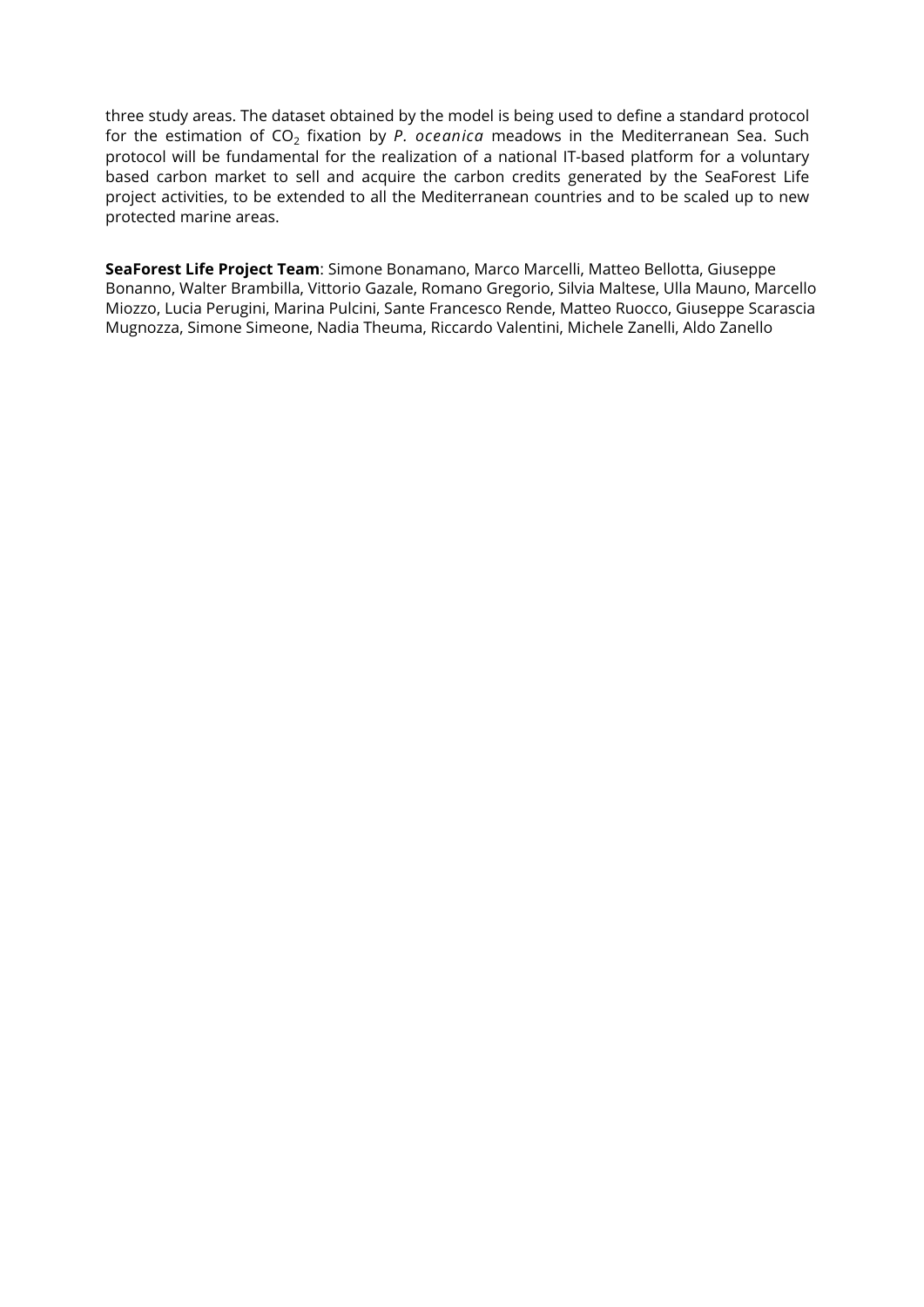three study areas. The dataset obtained by the model is being used to define a standard protocol for the estimation of $CO_2$ fixation by *P. oceanica* meadows in the Mediterranean Sea. Such protocol will be fundamental for the realization of a national IT-based platform for a voluntary based carbon market to sell and acquire the carbon credits generated by the SeaForest Life project activities, to be extended to all the Mediterranean countries and to be scaled up to new protected marine areas.

**SeaForest Life Project Team**: Simone Bonamano, Marco Marcelli, Matteo Bellotta, Giuseppe Bonanno, Walter Brambilla, Vittorio Gazale, Romano Gregorio, Silvia Maltese, Ulla Mauno, Marcello Miozzo, Lucia Perugini, Marina Pulcini, Sante Francesco Rende, Matteo Ruocco, Giuseppe Scarascia Mugnozza, Simone Simeone, Nadia Theuma, Riccardo Valentini, Michele Zanelli, Aldo Zanello